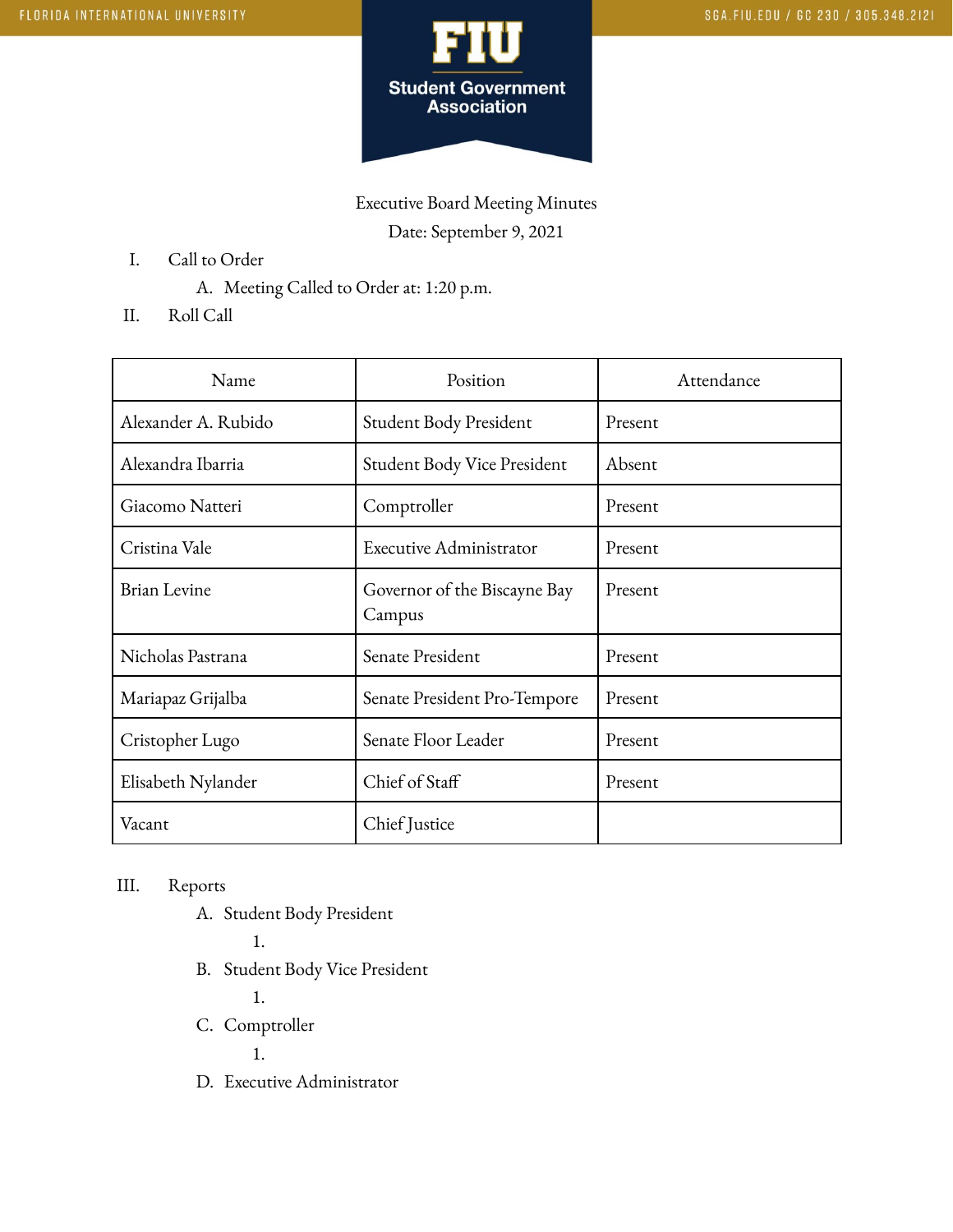Executive Board Meeting Minutes

Date: September 9, 2021

I. Call to Order
   A. Meeting Called to Order at: 1:20 p.m.

II. Roll Call

| Name | Position | Attendance |
|---|---|---|
| Alexander A. Rubido | Student Body President | Present |
| Alexandra Ibarria | Student Body Vice President | Absent |
| Giacomo Natteri | Comptroller | Present |
| Cristina Vale | Executive Administrator | Present |
| Brian Levine | Governor of the Biscayne Bay Campus | Present |
| Nicholas Pastrana | Senate President | Present |
| Mariapaz Grijalba | Senate President Pro-Tempore | Present |
| Cristopher Lugo | Senate Floor Leader | Present |
| Elisabeth Nylander | Chief of Staff | Present |
| Vacant | Chief Justice | |

III. Reports
   A. Student Body President
      1.
   B. Student Body Vice President
      1.
   C. Comptroller
      1.
   D. Executive Administrator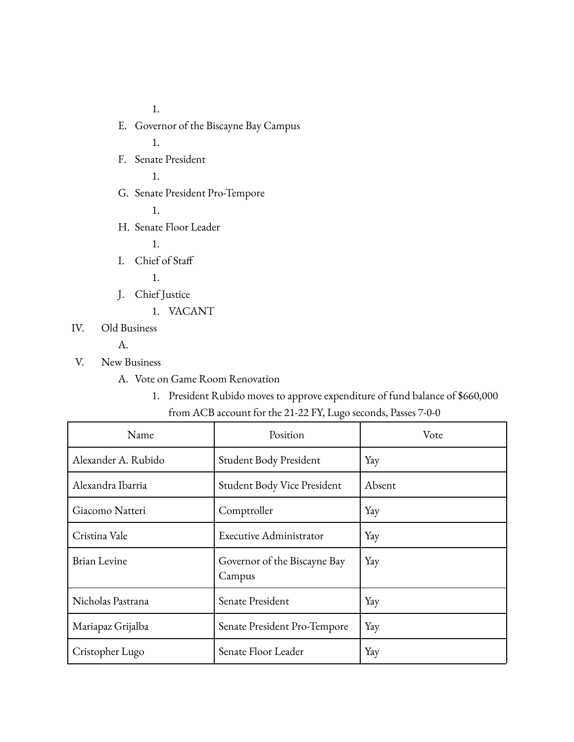1.

E. Governor of the Biscayne Bay Campus

    1.

F. Senate President

    1.

G. Senate President Pro-Tempore

    1.

H. Senate Floor Leader

    1.

I. Chief of Staff

    1.

J. Chief Justice

    1. VACANT

IV. Old Business

A.

V. New Business

A. Vote on Game Room Renovation

1. President Rubido moves to approve expenditure of fund balance of $660,000 from ACB account for the 21-22 FY, Lugo seconds, Passes 7-0-0

| Name | Position | Vote |
|---|---|---|
| Alexander A. Rubido | Student Body President | Yay |
| Alexandra Ibarria | Student Body Vice President | Absent |
| Giacomo Natteri | Comptroller | Yay |
| Cristina Vale | Executive Administrator | Yay |
| Brian Levine | Governor of the Biscayne Bay Campus | Yay |
| Nicholas Pastrana | Senate President | Yay |
| Mariapaz Grijalba | Senate President Pro-Tempore | Yay |
| Cristopher Lugo | Senate Floor Leader | Yay |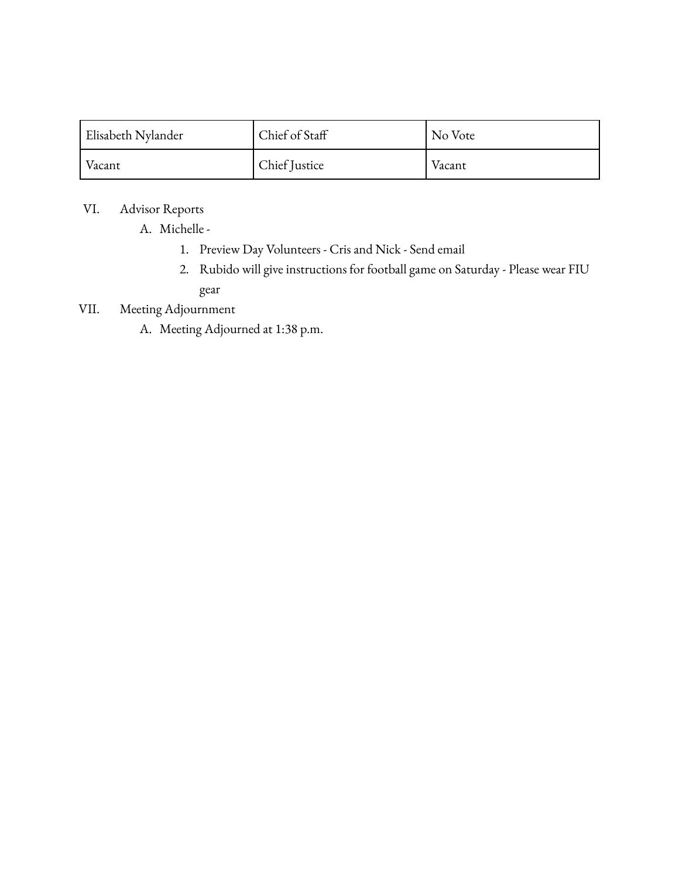| | | |
|---|---|---|
| Elisabeth Nylander | Chief of Staff | No Vote |
| Vacant | Chief Justice | Vacant |

VI. Advisor Reports
   A. Michelle -
      1. Preview Day Volunteers - Cris and Nick - Send email
      2. Rubido will give instructions for football game on Saturday - Please wear FIU gear

VII. Meeting Adjournment
   A. Meeting Adjourned at 1:38 p.m.